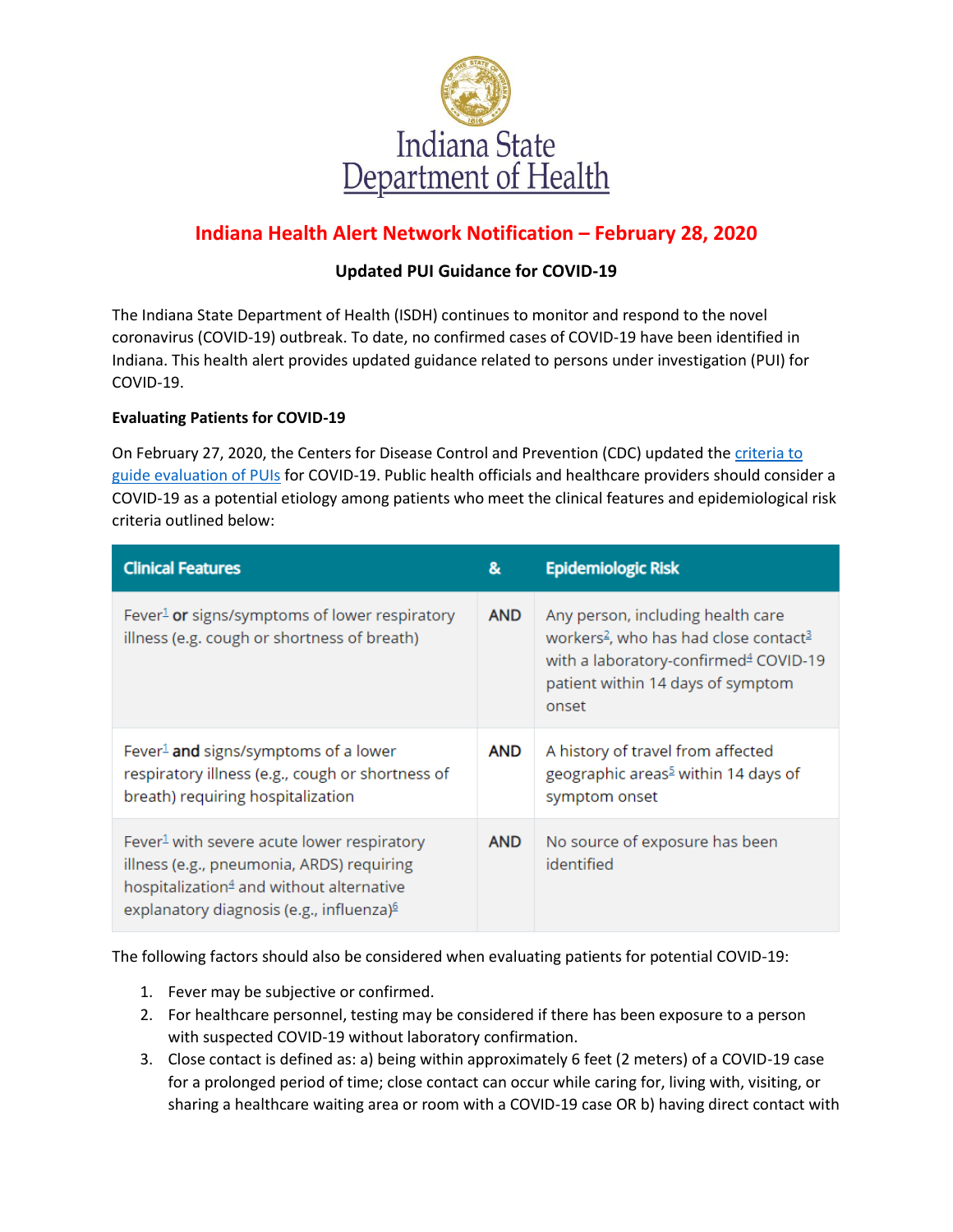# Indiana State Department of Health

## Indiana Health Alert Network Notification – February 28, 2020

### Updated PUI Guidance for COVID-19

The Indiana State Department of Health (ISDH) continues to monitor and respond to the novel coronavirus (COVID-19) outbreak. To date, no confirmed cases of COVID-19 have been identified in Indiana. This health alert provides updated guidance related to persons under investigation (PUI) for COVID-19.

**Evaluating Patients for COVID-19**

On February 27, 2020, the Centers for Disease Control and Prevention (CDC) updated the criteria to guide evaluation of PUIs for COVID-19. Public health officials and healthcare providers should consider a COVID-19 as a potential etiology among patients who meet the clinical features and epidemiological risk criteria outlined below:

| Clinical Features | & | Epidemiologic Risk |
|---|---|---|
| Fever[1] **or** signs/symptoms of lower respiratory illness (e.g. cough or shortness of breath) | **AND** | Any person, including health care workers[2], who has had close contact[3] with a laboratory-confirmed[4] COVID-19 patient within 14 days of symptom onset |
| Fever[1] **and** signs/symptoms of a lower respiratory illness (e.g., cough or shortness of breath) requiring hospitalization | **AND** | A history of travel from affected geographic areas[5] within 14 days of symptom onset |
| Fever[1] with severe acute lower respiratory illness (e.g., pneumonia, ARDS) requiring hospitalization[4] and without alternative explanatory diagnosis (e.g., influenza)[6] | **AND** | No source of exposure has been identified |

The following factors should also be considered when evaluating patients for potential COVID-19:

1. Fever may be subjective or confirmed.
2. For healthcare personnel, testing may be considered if there has been exposure to a person with suspected COVID-19 without laboratory confirmation.
3. Close contact is defined as: a) being within approximately 6 feet (2 meters) of a COVID-19 case for a prolonged period of time; close contact can occur while caring for, living with, visiting, or sharing a healthcare waiting area or room with a COVID-19 case OR b) having direct contact with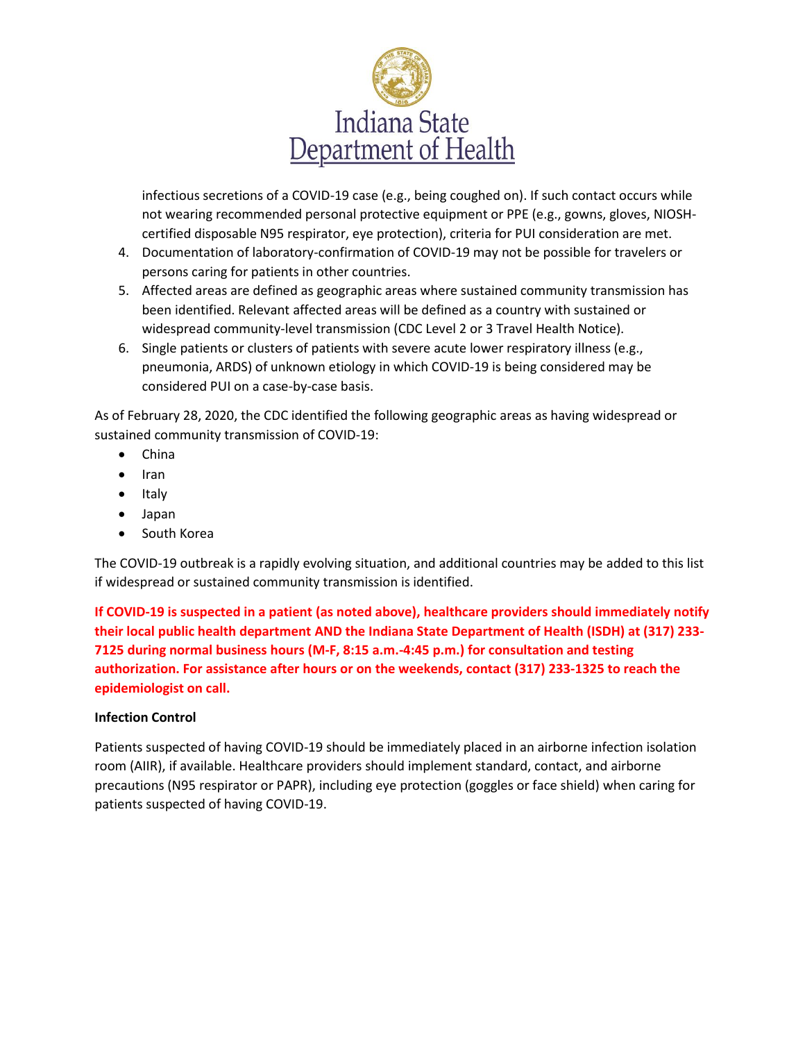infectious secretions of a COVID-19 case (e.g., being coughed on). If such contact occurs while not wearing recommended personal protective equipment or PPE (e.g., gowns, gloves, NIOSH-certified disposable N95 respirator, eye protection), criteria for PUI consideration are met.

4. Documentation of laboratory-confirmation of COVID-19 may not be possible for travelers or persons caring for patients in other countries.
5. Affected areas are defined as geographic areas where sustained community transmission has been identified. Relevant affected areas will be defined as a country with sustained or widespread community-level transmission (CDC Level 2 or 3 Travel Health Notice).
6. Single patients or clusters of patients with severe acute lower respiratory illness (e.g., pneumonia, ARDS) of unknown etiology in which COVID-19 is being considered may be considered PUI on a case-by-case basis.

As of February 28, 2020, the CDC identified the following geographic areas as having widespread or sustained community transmission of COVID-19:

- China
- Iran
- Italy
- Japan
- South Korea

The COVID-19 outbreak is a rapidly evolving situation, and additional countries may be added to this list if widespread or sustained community transmission is identified.

**If COVID-19 is suspected in a patient (as noted above), healthcare providers should immediately notify their local public health department AND the Indiana State Department of Health (ISDH) at (317) 233-7125 during normal business hours (M-F, 8:15 a.m.-4:45 p.m.) for consultation and testing authorization. For assistance after hours or on the weekends, contact (317) 233-1325 to reach the epidemiologist on call.**

**Infection Control**

Patients suspected of having COVID-19 should be immediately placed in an airborne infection isolation room (AIIR), if available. Healthcare providers should implement standard, contact, and airborne precautions (N95 respirator or PAPR), including eye protection (goggles or face shield) when caring for patients suspected of having COVID-19.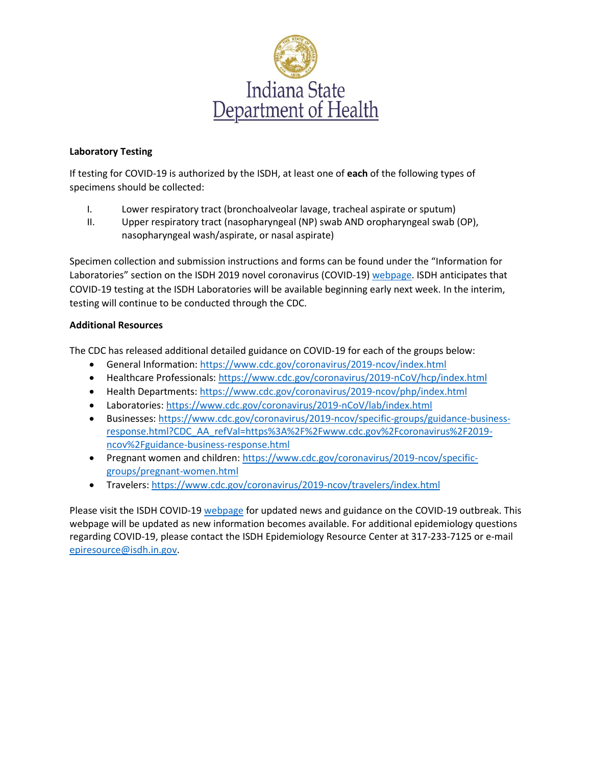Indiana State Department of Health

**Laboratory Testing**

If testing for COVID-19 is authorized by the ISDH, at least one of **each** of the following types of specimens should be collected:

I. Lower respiratory tract (bronchoalveolar lavage, tracheal aspirate or sputum)
II. Upper respiratory tract (nasopharyngeal (NP) swab AND oropharyngeal swab (OP), nasopharyngeal wash/aspirate, or nasal aspirate)

Specimen collection and submission instructions and forms can be found under the "Information for Laboratories" section on the ISDH 2019 novel coronavirus (COVID-19) webpage. ISDH anticipates that COVID-19 testing at the ISDH Laboratories will be available beginning early next week. In the interim, testing will continue to be conducted through the CDC.

**Additional Resources**

The CDC has released additional detailed guidance on COVID-19 for each of the groups below:

- General Information: https://www.cdc.gov/coronavirus/2019-ncov/index.html
- Healthcare Professionals: https://www.cdc.gov/coronavirus/2019-nCoV/hcp/index.html
- Health Departments: https://www.cdc.gov/coronavirus/2019-ncov/php/index.html
- Laboratories: https://www.cdc.gov/coronavirus/2019-nCoV/lab/index.html
- Businesses: https://www.cdc.gov/coronavirus/2019-ncov/specific-groups/guidance-business-response.html?CDC_AA_refVal=https%3A%2F%2Fwww.cdc.gov%2Fcoronavirus%2F2019-ncov%2Fguidance-business-response.html
- Pregnant women and children: https://www.cdc.gov/coronavirus/2019-ncov/specific-groups/pregnant-women.html
- Travelers: https://www.cdc.gov/coronavirus/2019-ncov/travelers/index.html

Please visit the ISDH COVID-19 webpage for updated news and guidance on the COVID-19 outbreak. This webpage will be updated as new information becomes available. For additional epidemiology questions regarding COVID-19, please contact the ISDH Epidemiology Resource Center at 317-233-7125 or e-mail epiresource@isdh.in.gov.